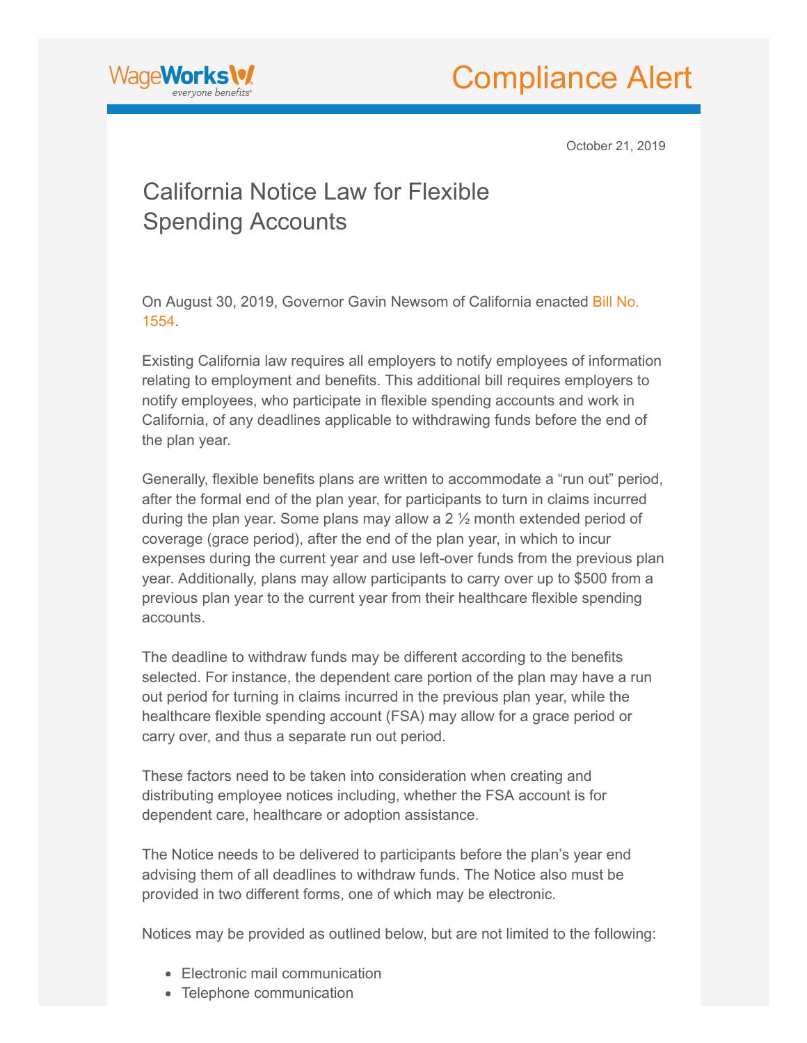WageWorks
everyone benefits®

# Compliance Alert

October 21, 2019

## California Notice Law for Flexible Spending Accounts

On August 30, 2019, Governor Gavin Newsom of California enacted Bill No. 1554.

Existing California law requires all employers to notify employees of information relating to employment and benefits. This additional bill requires employers to notify employees, who participate in flexible spending accounts and work in California, of any deadlines applicable to withdrawing funds before the end of the plan year.

Generally, flexible benefits plans are written to accommodate a "run out" period, after the formal end of the plan year, for participants to turn in claims incurred during the plan year. Some plans may allow a 2 ½ month extended period of coverage (grace period), after the end of the plan year, in which to incur expenses during the current year and use left-over funds from the previous plan year. Additionally, plans may allow participants to carry over up to $500 from a previous plan year to the current year from their healthcare flexible spending accounts.

The deadline to withdraw funds may be different according to the benefits selected. For instance, the dependent care portion of the plan may have a run out period for turning in claims incurred in the previous plan year, while the healthcare flexible spending account (FSA) may allow for a grace period or carry over, and thus a separate run out period.

These factors need to be taken into consideration when creating and distributing employee notices including, whether the FSA account is for dependent care, healthcare or adoption assistance.

The Notice needs to be delivered to participants before the plan's year end advising them of all deadlines to withdraw funds. The Notice also must be provided in two different forms, one of which may be electronic.

Notices may be provided as outlined below, but are not limited to the following:

- Electronic mail communication
- Telephone communication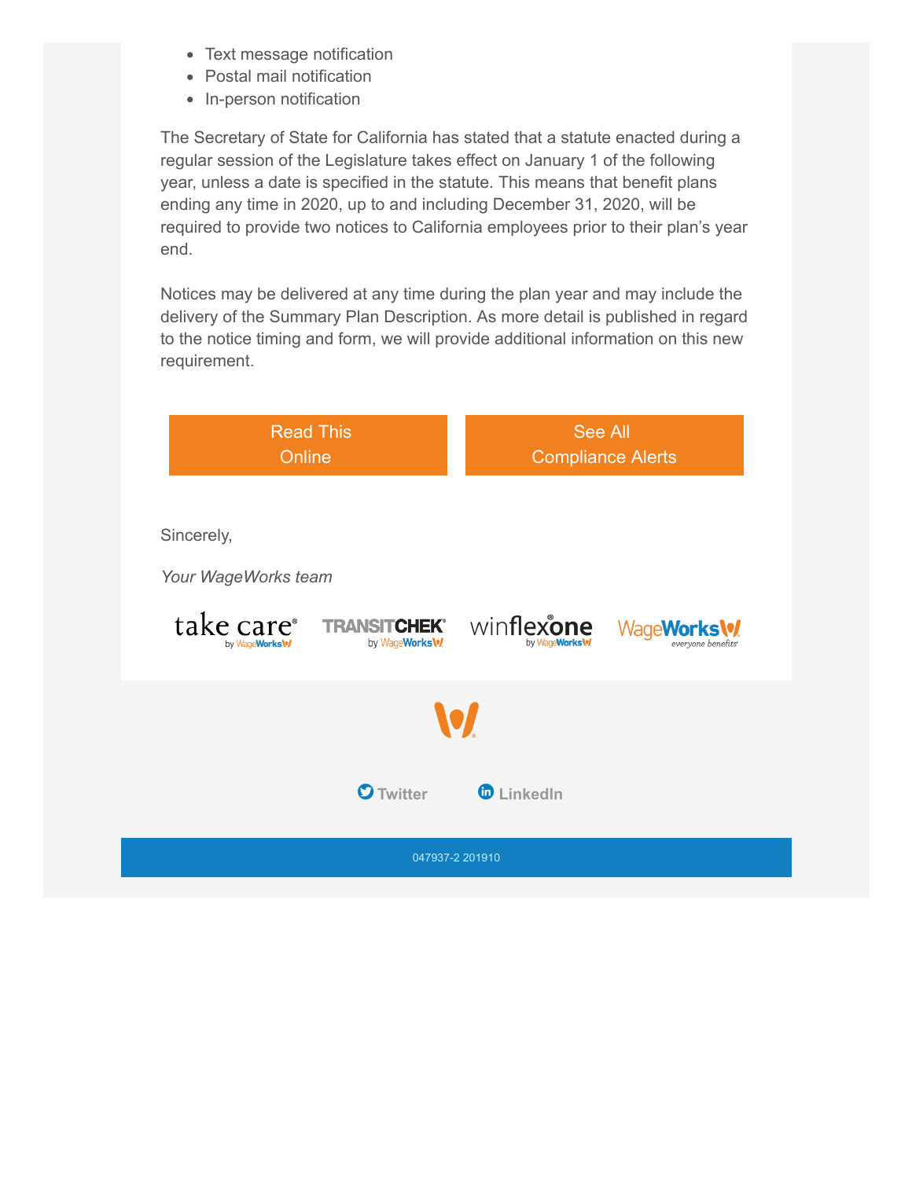- Text message notification
- Postal mail notification
- In-person notification

The Secretary of State for California has stated that a statute enacted during a regular session of the Legislature takes effect on January 1 of the following year, unless a date is specified in the statute. This means that benefit plans ending any time in 2020, up to and including December 31, 2020, will be required to provide two notices to California employees prior to their plan's year end.

Notices may be delivered at any time during the plan year and may include the delivery of the Summary Plan Description. As more detail is published in regard to the notice timing and form, we will provide additional information on this new requirement.

Read This Online

See All Compliance Alerts

Sincerely,

*Your WageWorks team*

Twitter

LinkedIn

047937-2 201910